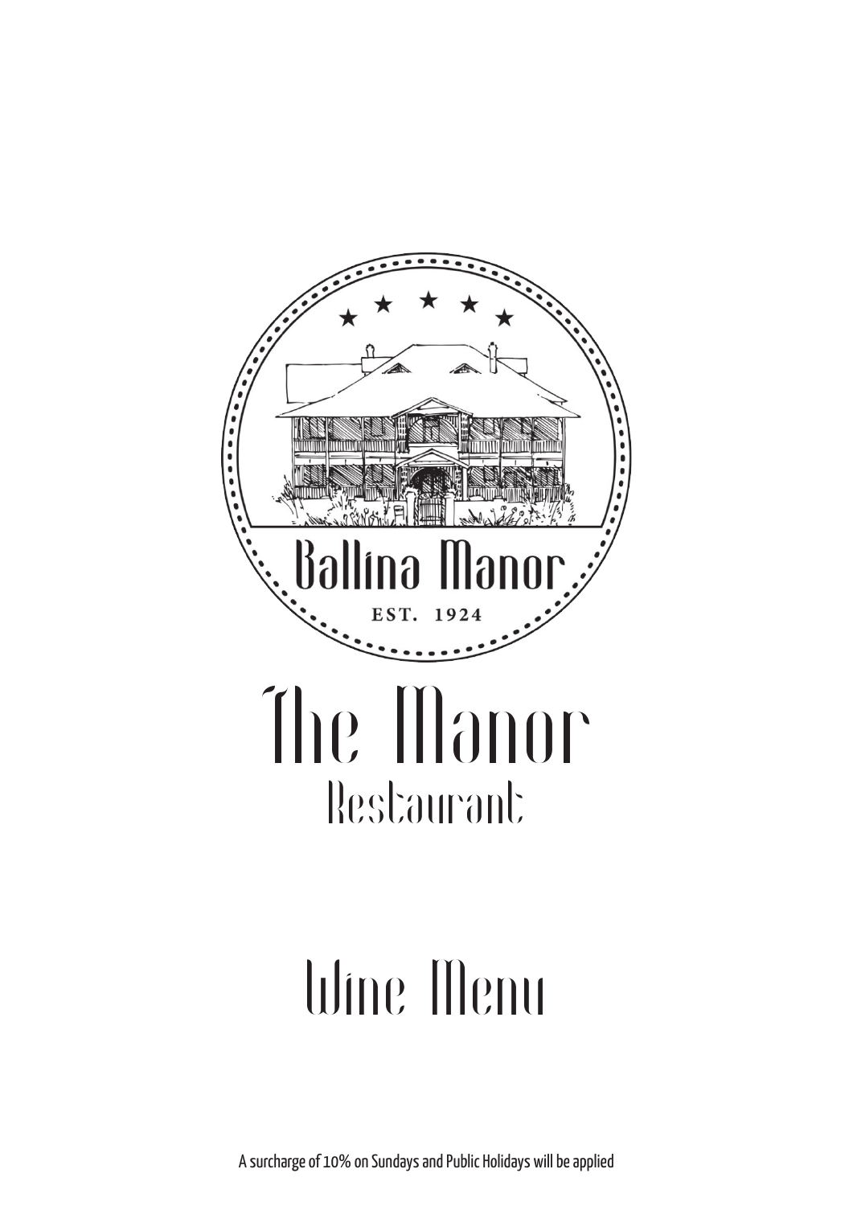Ballina Manor

EST. 1924

# The Manor

## Restaurant

# Wine Menu

A surcharge of 10% on Sundays and Public Holidays will be applied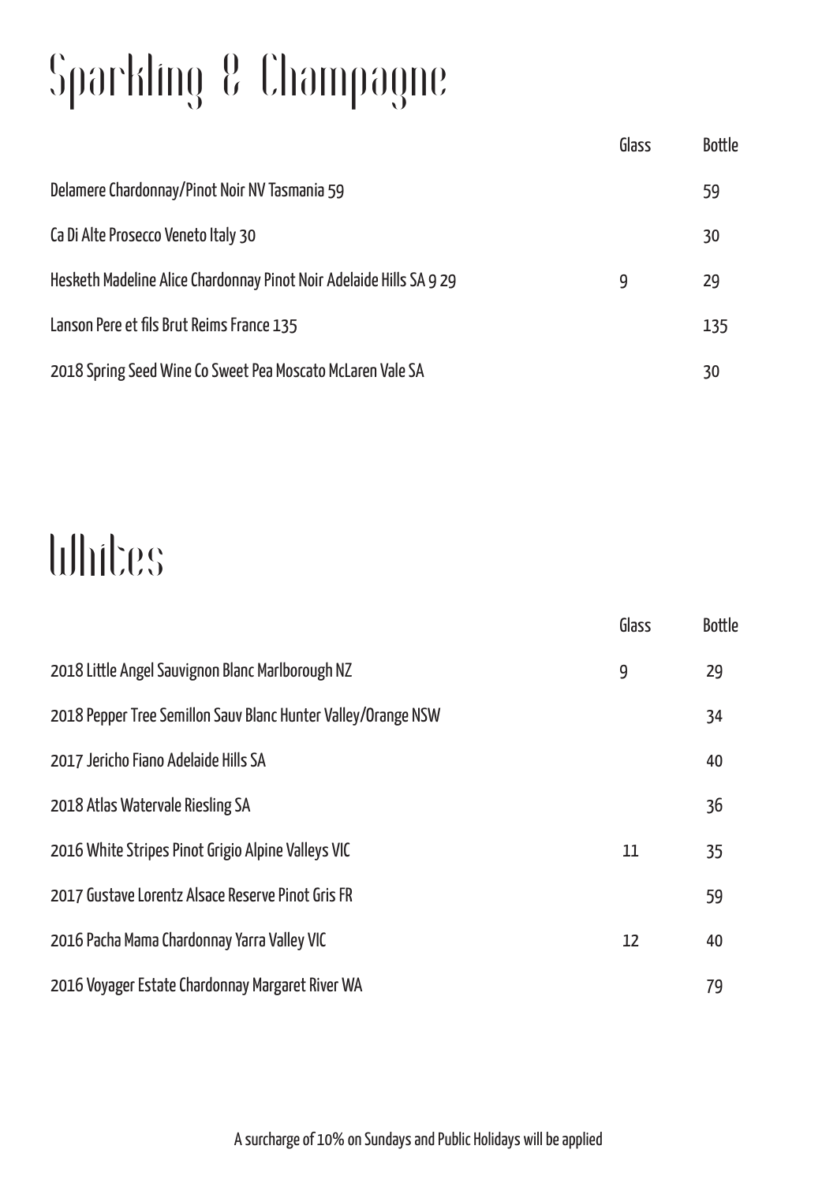# Sparkling & Champagne

| | Glass | Bottle |
|---|---|---|
| Delamere Chardonnay/Pinot Noir NV Tasmania 59 | | 59 |
| Ca Di Alte Prosecco Veneto Italy 30 | | 30 |
| Hesketh Madeline Alice Chardonnay Pinot Noir Adelaide Hills SA 9 29 | 9 | 29 |
| Lanson Pere et fils Brut Reims France 135 | | 135 |
| 2018 Spring Seed Wine Co Sweet Pea Moscato McLaren Vale SA | | 30 |

# Whites

| | Glass | Bottle |
|---|---|---|
| 2018 Little Angel Sauvignon Blanc Marlborough NZ | 9 | 29 |
| 2018 Pepper Tree Semillon Sauv Blanc Hunter Valley/Orange NSW | | 34 |
| 2017 Jericho Fiano Adelaide Hills SA | | 40 |
| 2018 Atlas Watervale Riesling SA | | 36 |
| 2016 White Stripes Pinot Grigio Alpine Valleys VIC | 11 | 35 |
| 2017 Gustave Lorentz Alsace Reserve Pinot Gris FR | | 59 |
| 2016 Pacha Mama Chardonnay Yarra Valley VIC | 12 | 40 |
| 2016 Voyager Estate Chardonnay Margaret River WA | | 79 |

A surcharge of 10% on Sundays and Public Holidays will be applied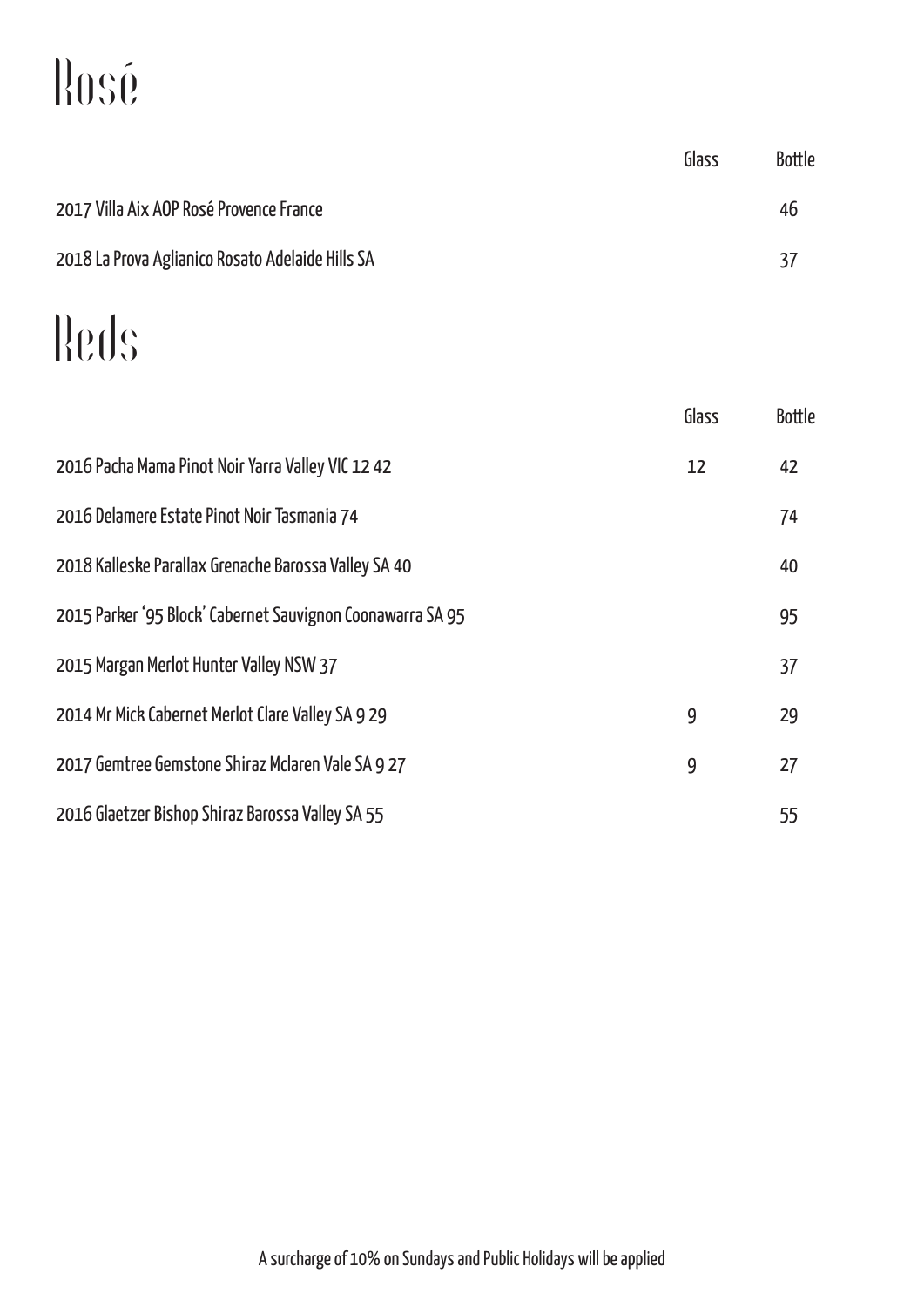# Rosé

| | Glass | Bottle |
|---|---|---|
| 2017 Villa Aix AOP Rosé Provence France | | 46 |
| 2018 La Prova Aglianico Rosato Adelaide Hills SA | | 37 |

# Reds

| | Glass | Bottle |
|---|---|---|
| 2016 Pacha Mama Pinot Noir Yarra Valley VIC 12 42 | 12 | 42 |
| 2016 Delamere Estate Pinot Noir Tasmania 74 | | 74 |
| 2018 Kalleske Parallax Grenache Barossa Valley SA 40 | | 40 |
| 2015 Parker '95 Block' Cabernet Sauvignon Coonawarra SA 95 | | 95 |
| 2015 Margan Merlot Hunter Valley NSW 37 | | 37 |
| 2014 Mr Mick Cabernet Merlot Clare Valley SA 9 29 | 9 | 29 |
| 2017 Gemtree Gemstone Shiraz Mclaren Vale SA 9 27 | 9 | 27 |
| 2016 Glaetzer Bishop Shiraz Barossa Valley SA 55 | | 55 |

A surcharge of 10% on Sundays and Public Holidays will be applied